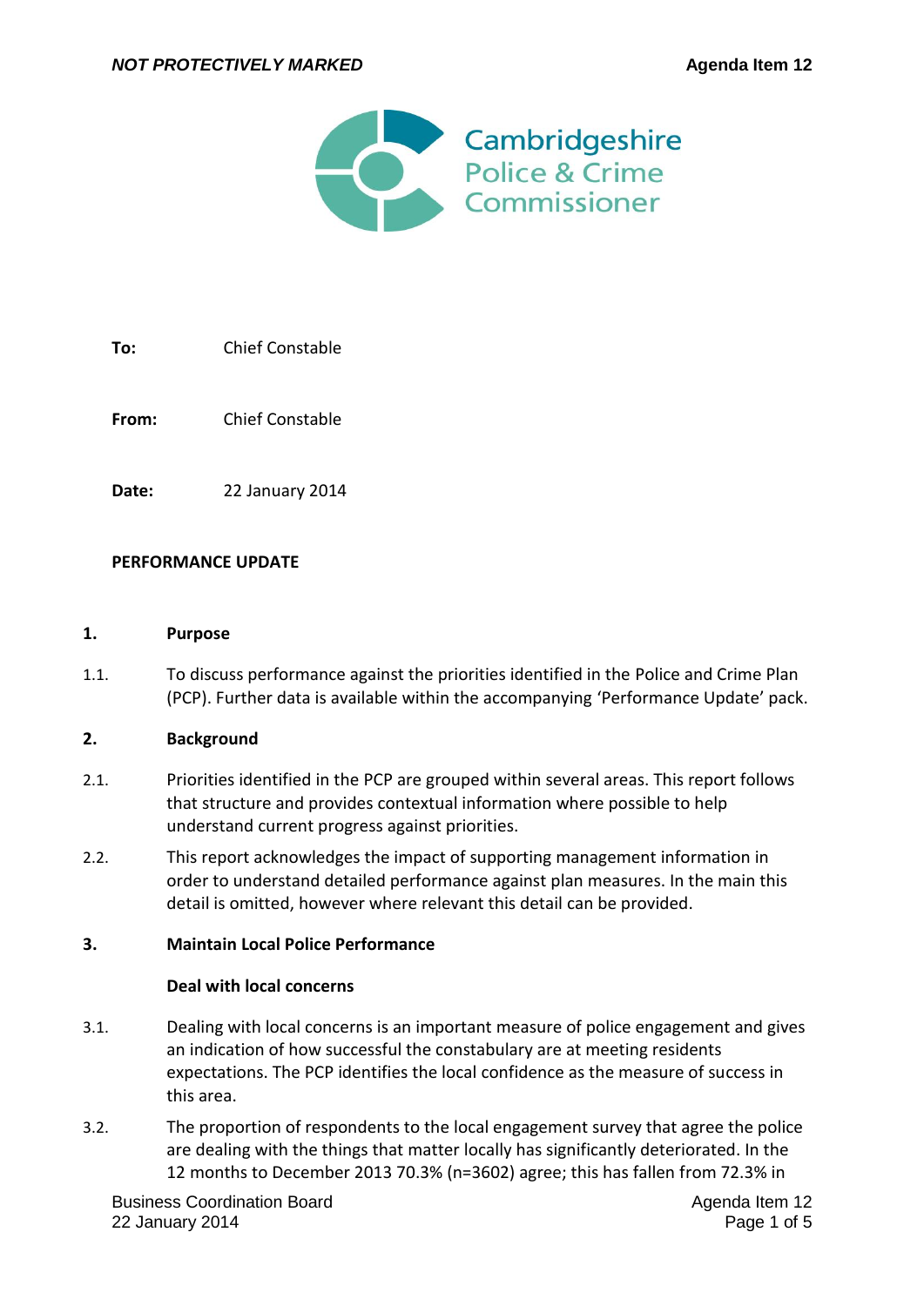**NOT PROTECTIVELY MARKED** **Agenda Item 12**

Cambridgeshire Police & Crime Commissioner

**To:** Chief Constable

**From:** Chief Constable

**Date:** 22 January 2014

**PERFORMANCE UPDATE**

## 1. Purpose

1.1. To discuss performance against the priorities identified in the Police and Crime Plan (PCP). Further data is available within the accompanying 'Performance Update' pack.

## 2. Background

2.1. Priorities identified in the PCP are grouped within several areas. This report follows that structure and provides contextual information where possible to help understand current progress against priorities.

2.2. This report acknowledges the impact of supporting management information in order to understand detailed performance against plan measures. In the main this detail is omitted, however where relevant this detail can be provided.

## 3. Maintain Local Police Performance

### Deal with local concerns

3.1. Dealing with local concerns is an important measure of police engagement and gives an indication of how successful the constabulary are at meeting residents expectations. The PCP identifies the local confidence as the measure of success in this area.

3.2. The proportion of respondents to the local engagement survey that agree the police are dealing with the things that matter locally has significantly deteriorated. In the 12 months to December 2013 70.3% (n=3602) agree; this has fallen from 72.3% in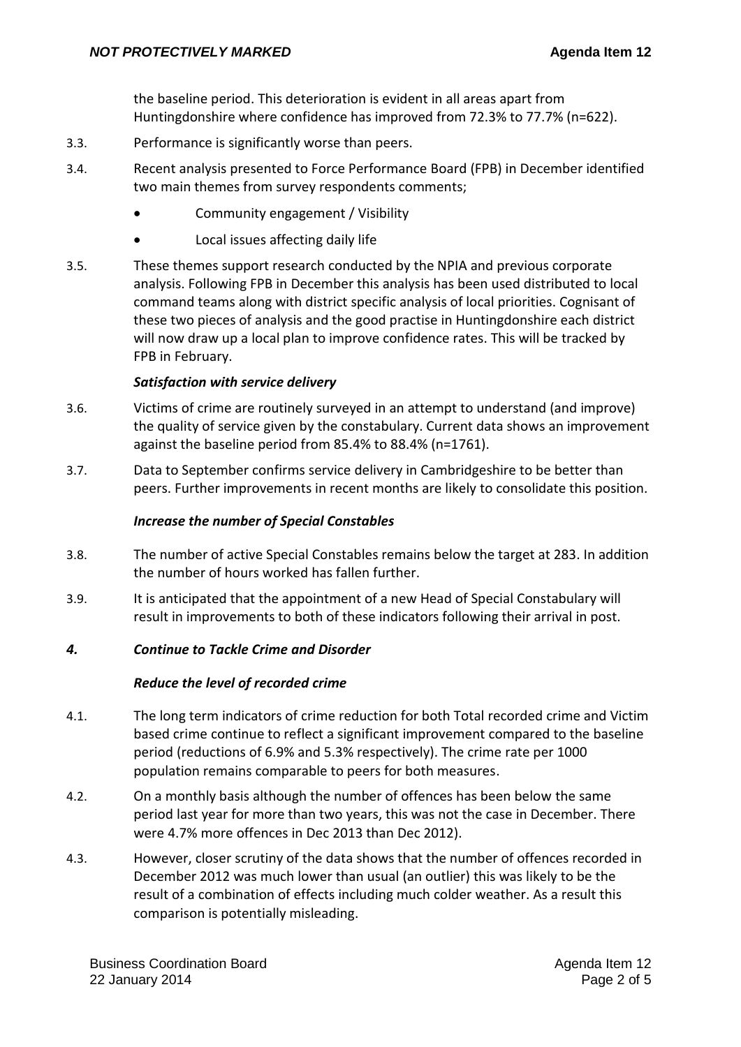the baseline period. This deterioration is evident in all areas apart from Huntingdonshire where confidence has improved from 72.3% to 77.7% (n=622).

3.3. Performance is significantly worse than peers.

3.4. Recent analysis presented to Force Performance Board (FPB) in December identified two main themes from survey respondents comments;

- Community engagement / Visibility
- Local issues affecting daily life

3.5. These themes support research conducted by the NPIA and previous corporate analysis. Following FPB in December this analysis has been used distributed to local command teams along with district specific analysis of local priorities. Cognisant of these two pieces of analysis and the good practise in Huntingdonshire each district will now draw up a local plan to improve confidence rates. This will be tracked by FPB in February.

***Satisfaction with service delivery***

3.6. Victims of crime are routinely surveyed in an attempt to understand (and improve) the quality of service given by the constabulary. Current data shows an improvement against the baseline period from 85.4% to 88.4% (n=1761).

3.7. Data to September confirms service delivery in Cambridgeshire to be better than peers. Further improvements in recent months are likely to consolidate this position.

***Increase the number of Special Constables***

3.8. The number of active Special Constables remains below the target at 283. In addition the number of hours worked has fallen further.

3.9. It is anticipated that the appointment of a new Head of Special Constabulary will result in improvements to both of these indicators following their arrival in post.

## *4. Continue to Tackle Crime and Disorder*

***Reduce the level of recorded crime***

4.1. The long term indicators of crime reduction for both Total recorded crime and Victim based crime continue to reflect a significant improvement compared to the baseline period (reductions of 6.9% and 5.3% respectively). The crime rate per 1000 population remains comparable to peers for both measures.

4.2. On a monthly basis although the number of offences has been below the same period last year for more than two years, this was not the case in December. There were 4.7% more offences in Dec 2013 than Dec 2012).

4.3. However, closer scrutiny of the data shows that the number of offences recorded in December 2012 was much lower than usual (an outlier) this was likely to be the result of a combination of effects including much colder weather. As a result this comparison is potentially misleading.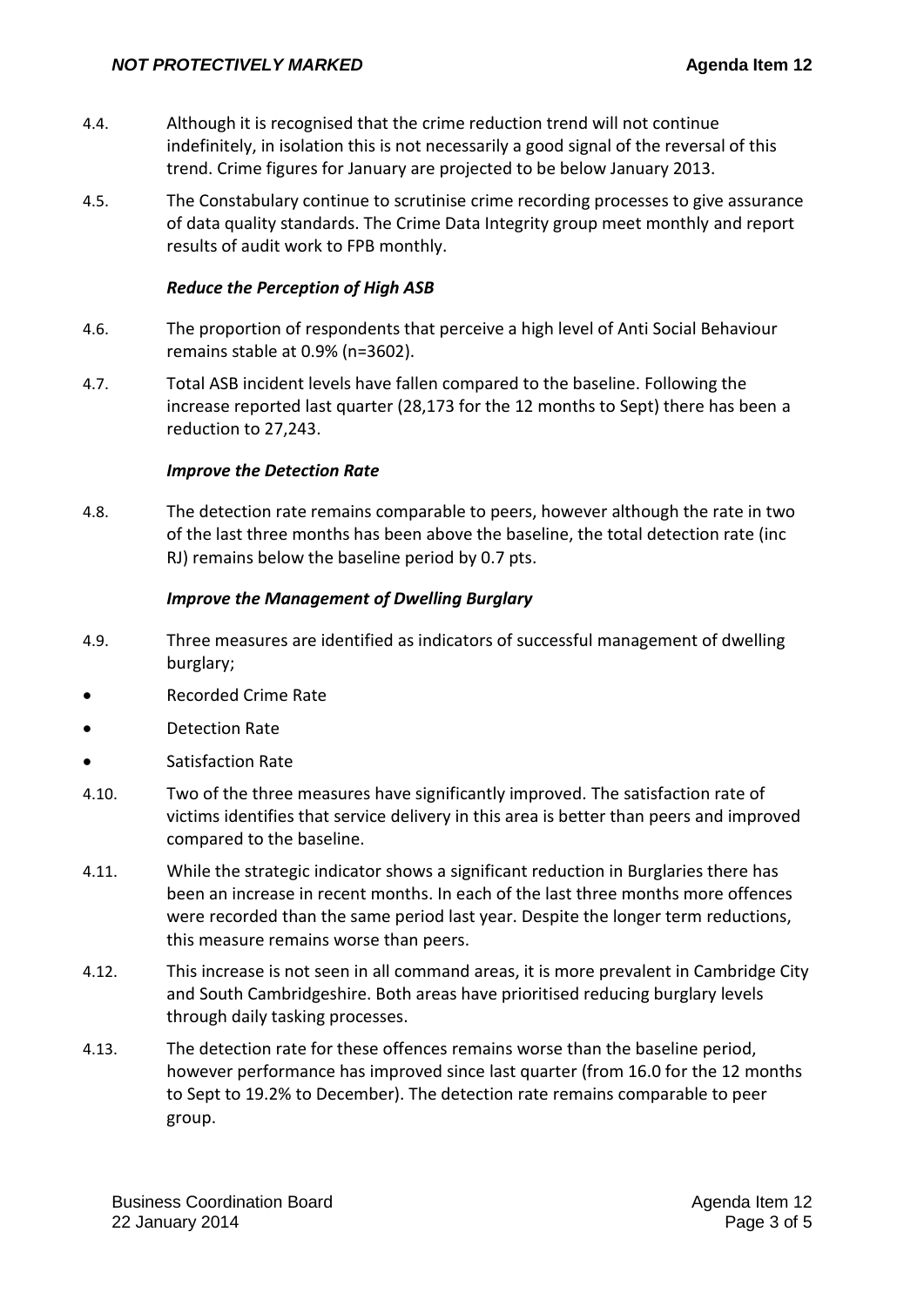4.4. Although it is recognised that the crime reduction trend will not continue indefinitely, in isolation this is not necessarily a good signal of the reversal of this trend. Crime figures for January are projected to be below January 2013.

4.5. The Constabulary continue to scrutinise crime recording processes to give assurance of data quality standards. The Crime Data Integrity group meet monthly and report results of audit work to FPB monthly.

***Reduce the Perception of High ASB***

4.6. The proportion of respondents that perceive a high level of Anti Social Behaviour remains stable at 0.9% (n=3602).

4.7. Total ASB incident levels have fallen compared to the baseline. Following the increase reported last quarter (28,173 for the 12 months to Sept) there has been a reduction to 27,243.

***Improve the Detection Rate***

4.8. The detection rate remains comparable to peers, however although the rate in two of the last three months has been above the baseline, the total detection rate (inc RJ) remains below the baseline period by 0.7 pts.

***Improve the Management of Dwelling Burglary***

4.9. Three measures are identified as indicators of successful management of dwelling burglary;

- Recorded Crime Rate
- Detection Rate
- Satisfaction Rate

4.10. Two of the three measures have significantly improved. The satisfaction rate of victims identifies that service delivery in this area is better than peers and improved compared to the baseline.

4.11. While the strategic indicator shows a significant reduction in Burglaries there has been an increase in recent months. In each of the last three months more offences were recorded than the same period last year. Despite the longer term reductions, this measure remains worse than peers.

4.12. This increase is not seen in all command areas, it is more prevalent in Cambridge City and South Cambridgeshire. Both areas have prioritised reducing burglary levels through daily tasking processes.

4.13. The detection rate for these offences remains worse than the baseline period, however performance has improved since last quarter (from 16.0 for the 12 months to Sept to 19.2% to December). The detection rate remains comparable to peer group.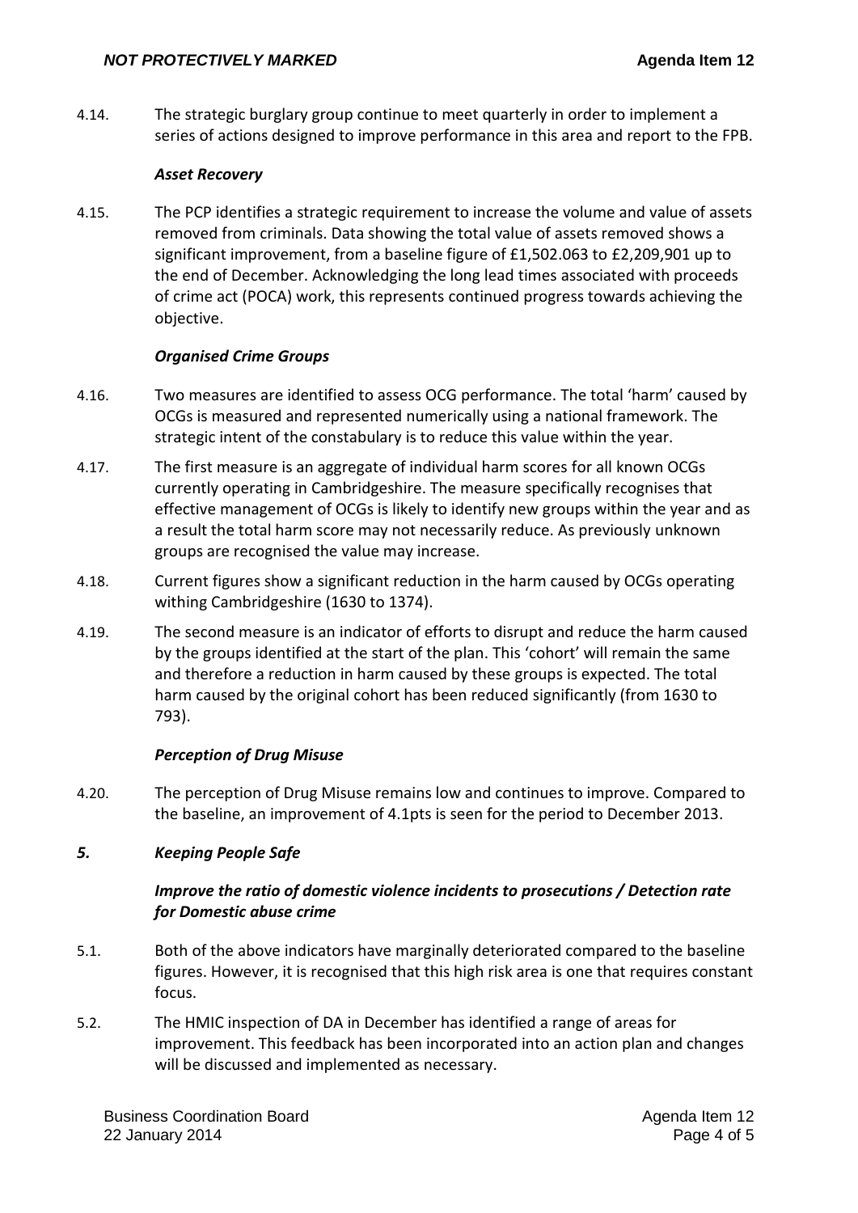4.14. The strategic burglary group continue to meet quarterly in order to implement a series of actions designed to improve performance in this area and report to the FPB.

***Asset Recovery***

4.15. The PCP identifies a strategic requirement to increase the volume and value of assets removed from criminals. Data showing the total value of assets removed shows a significant improvement, from a baseline figure of £1,502.063 to £2,209,901 up to the end of December. Acknowledging the long lead times associated with proceeds of crime act (POCA) work, this represents continued progress towards achieving the objective.

***Organised Crime Groups***

4.16. Two measures are identified to assess OCG performance. The total 'harm' caused by OCGs is measured and represented numerically using a national framework. The strategic intent of the constabulary is to reduce this value within the year.

4.17. The first measure is an aggregate of individual harm scores for all known OCGs currently operating in Cambridgeshire. The measure specifically recognises that effective management of OCGs is likely to identify new groups within the year and as a result the total harm score may not necessarily reduce. As previously unknown groups are recognised the value may increase.

4.18. Current figures show a significant reduction in the harm caused by OCGs operating withing Cambridgeshire (1630 to 1374).

4.19. The second measure is an indicator of efforts to disrupt and reduce the harm caused by the groups identified at the start of the plan. This 'cohort' will remain the same and therefore a reduction in harm caused by these groups is expected. The total harm caused by the original cohort has been reduced significantly (from 1630 to 793).

***Perception of Drug Misuse***

4.20. The perception of Drug Misuse remains low and continues to improve. Compared to the baseline, an improvement of 4.1pts is seen for the period to December 2013.

## *5. Keeping People Safe*

***Improve the ratio of domestic violence incidents to prosecutions / Detection rate for Domestic abuse crime***

5.1. Both of the above indicators have marginally deteriorated compared to the baseline figures. However, it is recognised that this high risk area is one that requires constant focus.

5.2. The HMIC inspection of DA in December has identified a range of areas for improvement. This feedback has been incorporated into an action plan and changes will be discussed and implemented as necessary.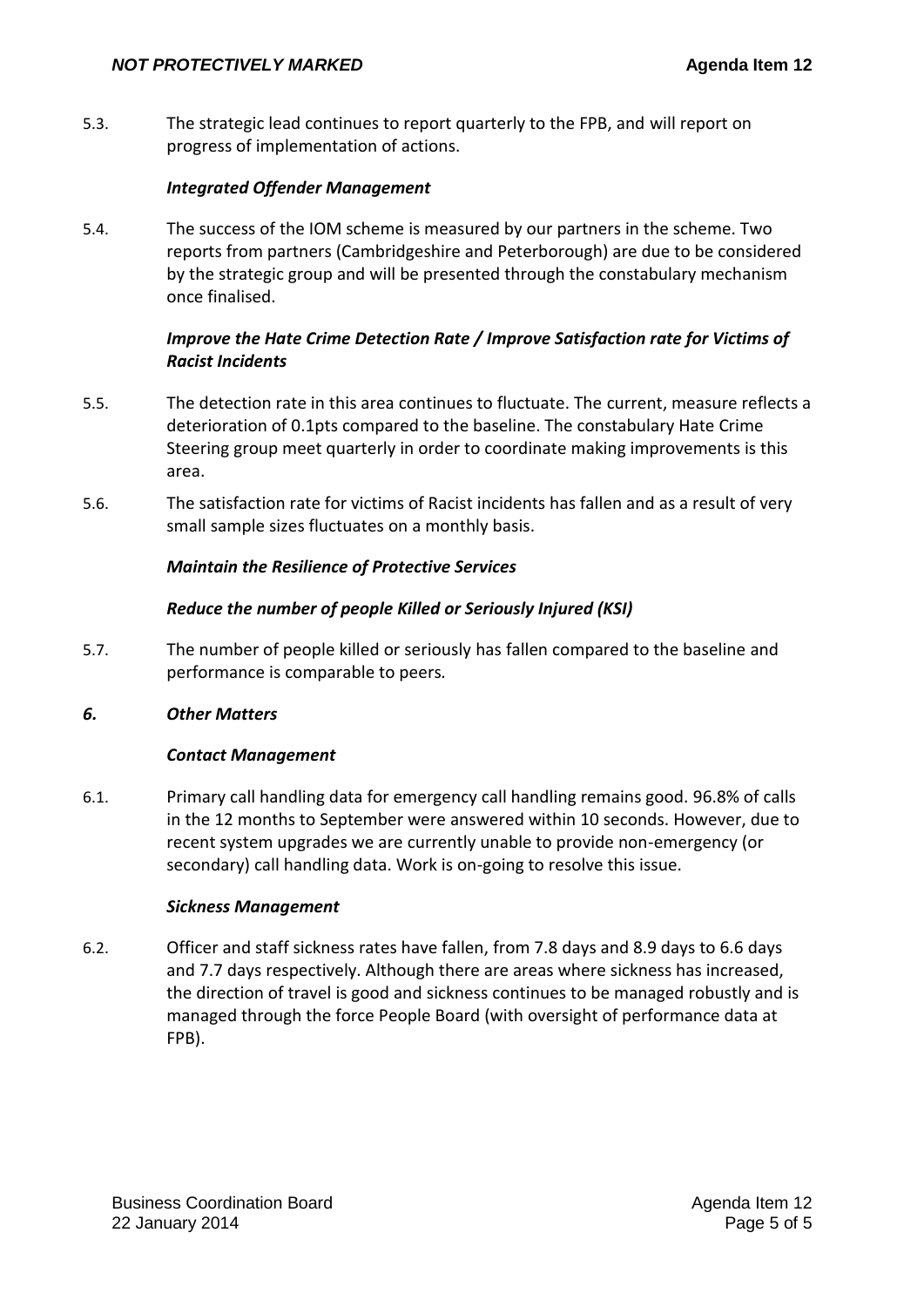5.3. The strategic lead continues to report quarterly to the FPB, and will report on progress of implementation of actions.

***Integrated Offender Management***

5.4. The success of the IOM scheme is measured by our partners in the scheme. Two reports from partners (Cambridgeshire and Peterborough) are due to be considered by the strategic group and will be presented through the constabulary mechanism once finalised.

***Improve the Hate Crime Detection Rate / Improve Satisfaction rate for Victims of Racist Incidents***

5.5. The detection rate in this area continues to fluctuate. The current, measure reflects a deterioration of 0.1pts compared to the baseline. The constabulary Hate Crime Steering group meet quarterly in order to coordinate making improvements is this area.

5.6. The satisfaction rate for victims of Racist incidents has fallen and as a result of very small sample sizes fluctuates on a monthly basis.

***Maintain the Resilience of Protective Services***

***Reduce the number of people Killed or Seriously Injured (KSI)***

5.7. The number of people killed or seriously has fallen compared to the baseline and performance is comparable to peers*.*

## *6. Other Matters*

***Contact Management***

6.1. Primary call handling data for emergency call handling remains good. 96.8% of calls in the 12 months to September were answered within 10 seconds. However, due to recent system upgrades we are currently unable to provide non-emergency (or secondary) call handling data. Work is on-going to resolve this issue.

***Sickness Management***

6.2. Officer and staff sickness rates have fallen, from 7.8 days and 8.9 days to 6.6 days and 7.7 days respectively. Although there are areas where sickness has increased, the direction of travel is good and sickness continues to be managed robustly and is managed through the force People Board (with oversight of performance data at FPB).